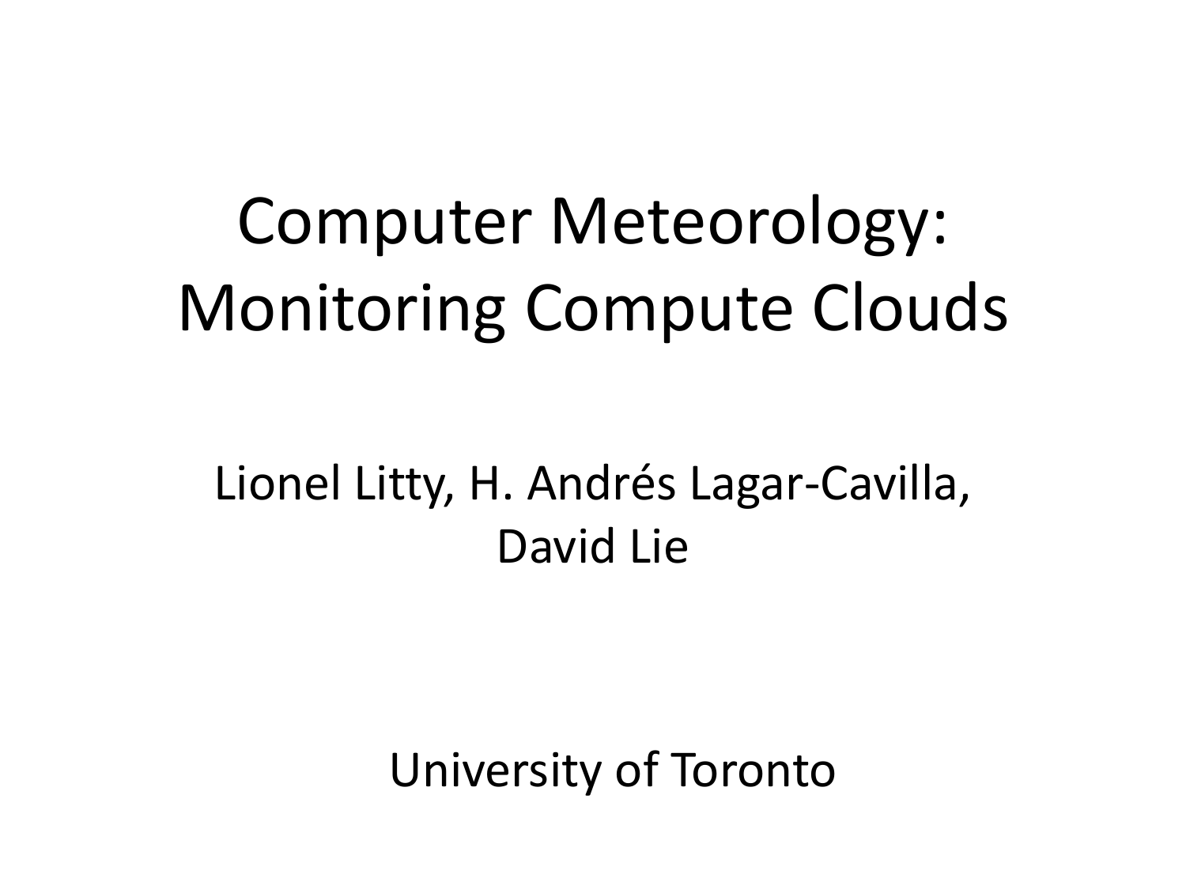# Computer Meteorology: Monitoring Compute Clouds

Lionel Litty, H. Andrés Lagar-Cavilla, David Lie

University of Toronto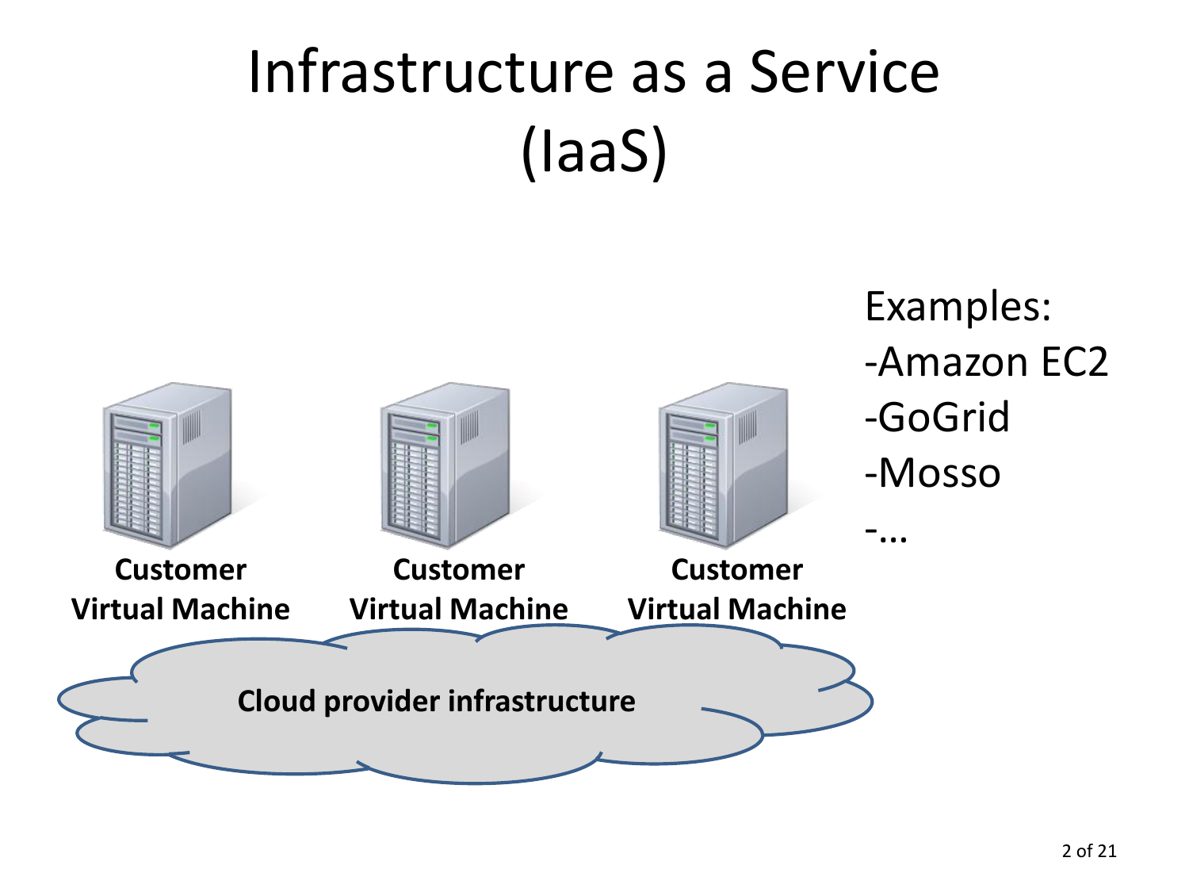# Infrastructure as a Service (IaaS)

**Customer Virtual Machine**

**Customer Virtual Machine**

**Customer Virtual Machine**

**Cloud provider infrastructure**

Examples:

- -Amazon EC2
- -GoGrid
- -Mosso
- -...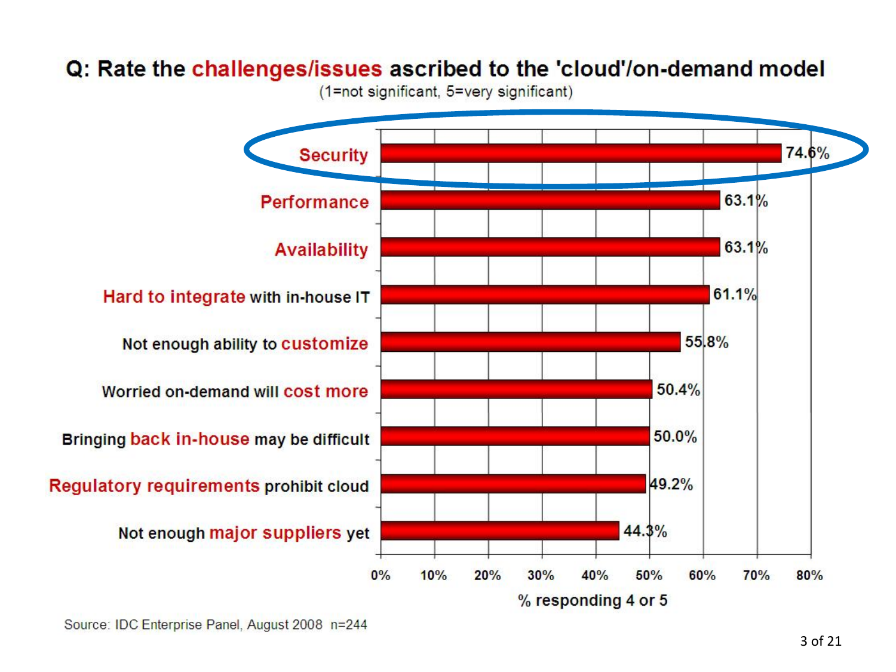## Q: Rate the challenges/issues ascribed to the 'cloud'/on-demand model

(1=not significant, 5=very significant)

| Challenge/issue | % responding 4 or 5 |
|---|---|
| Security | 74.6% |
| Performance | 63.1% |
| Availability | 63.1% |
| Hard to integrate with in-house IT | 61.1% |
| Not enough ability to customize | 55.8% |
| Worried on-demand will cost more | 50.4% |
| Bringing back in-house may be difficult | 50.0% |
| Regulatory requirements prohibit cloud | 49.2% |
| Not enough major suppliers yet | 44.3% |

Source: IDC Enterprise Panel, August 2008 n=244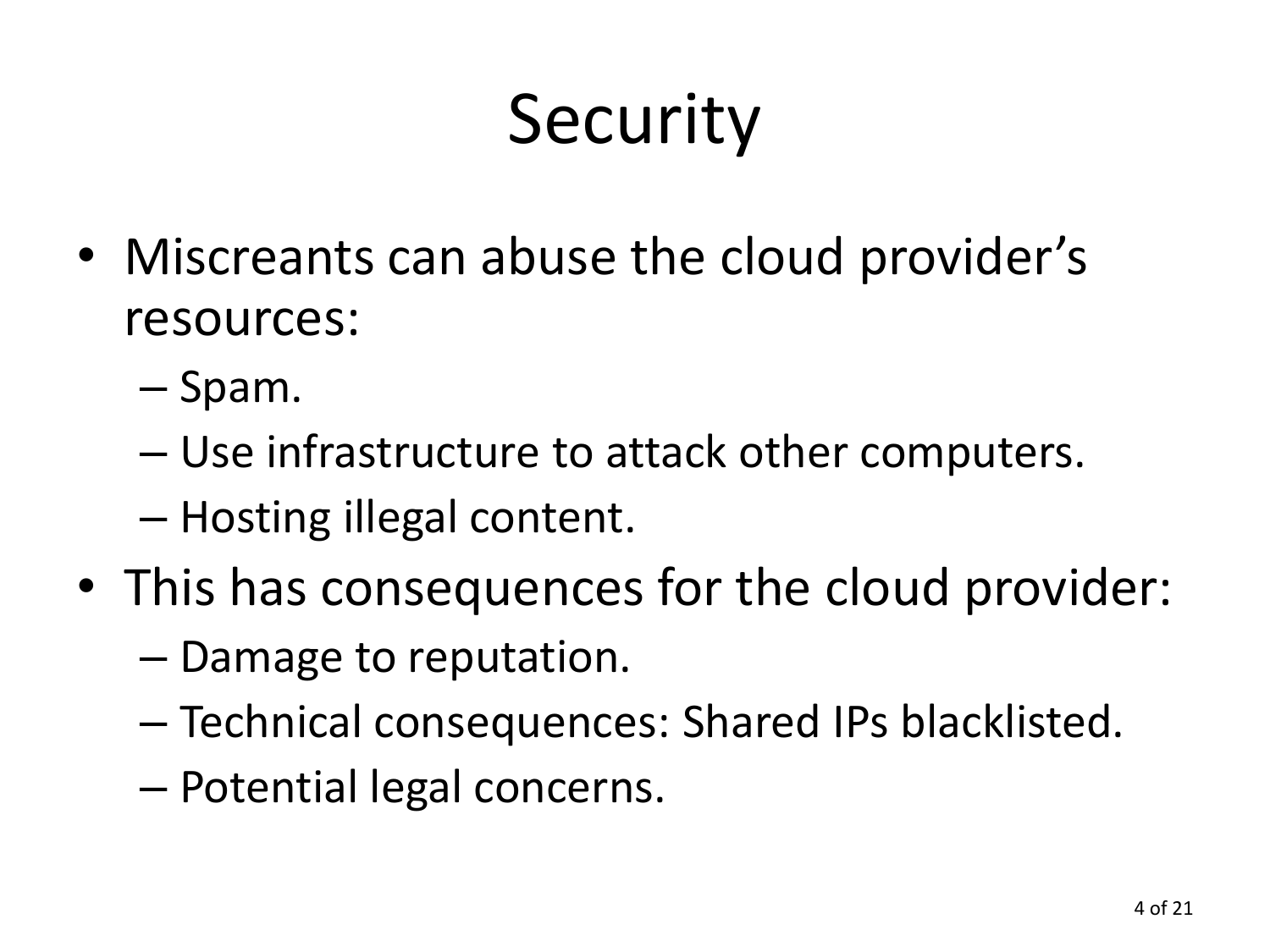# Security

- Miscreants can abuse the cloud provider's resources:
  - Spam.
  - Use infrastructure to attack other computers.
  - Hosting illegal content.
- This has consequences for the cloud provider:
  - Damage to reputation.
  - Technical consequences: Shared IPs blacklisted.
  - Potential legal concerns.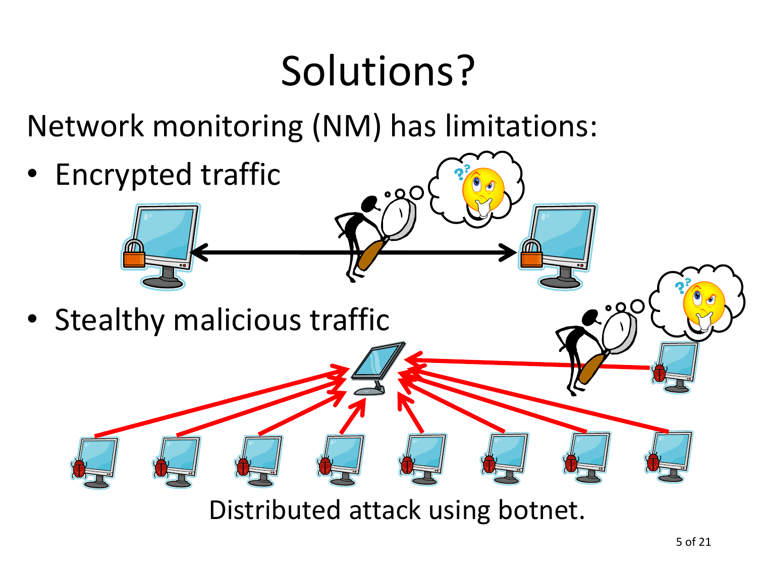# Solutions?

Network monitoring (NM) has limitations:

- Encrypted traffic
- Stealthy malicious traffic

Distributed attack using botnet.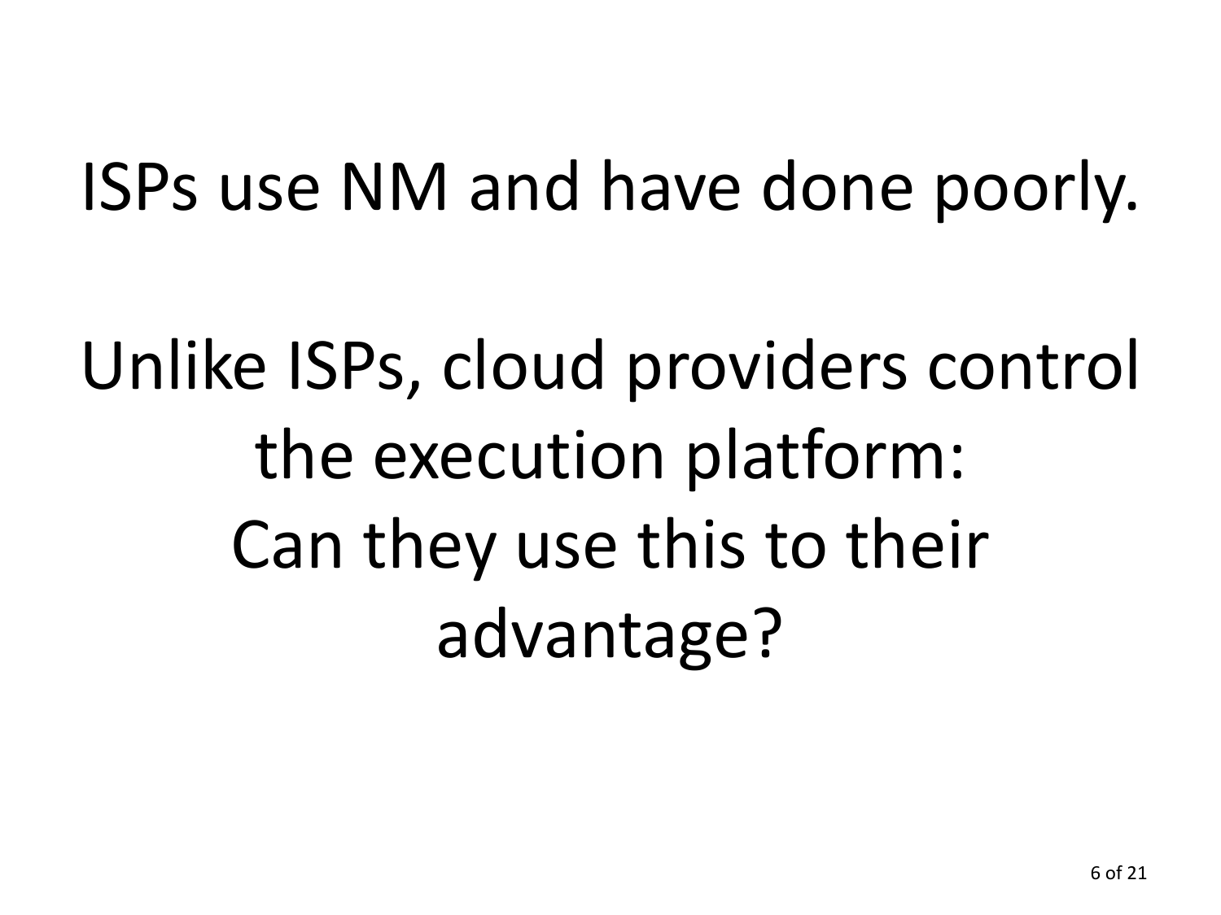ISPs use NM and have done poorly.

Unlike ISPs, cloud providers control the execution platform: Can they use this to their advantage?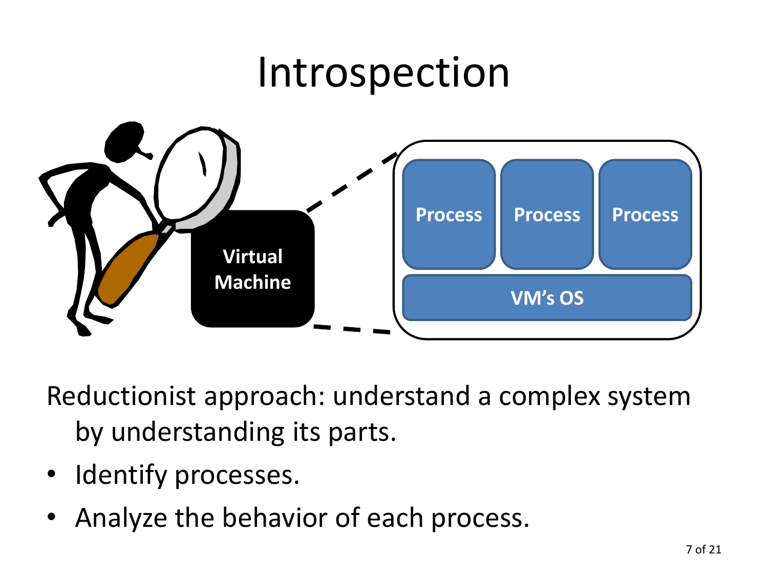# Introspection

Virtual Machine

Process | Process | Process

VM's OS

Reductionist approach: understand a complex system by understanding its parts.

- Identify processes.
- Analyze the behavior of each process.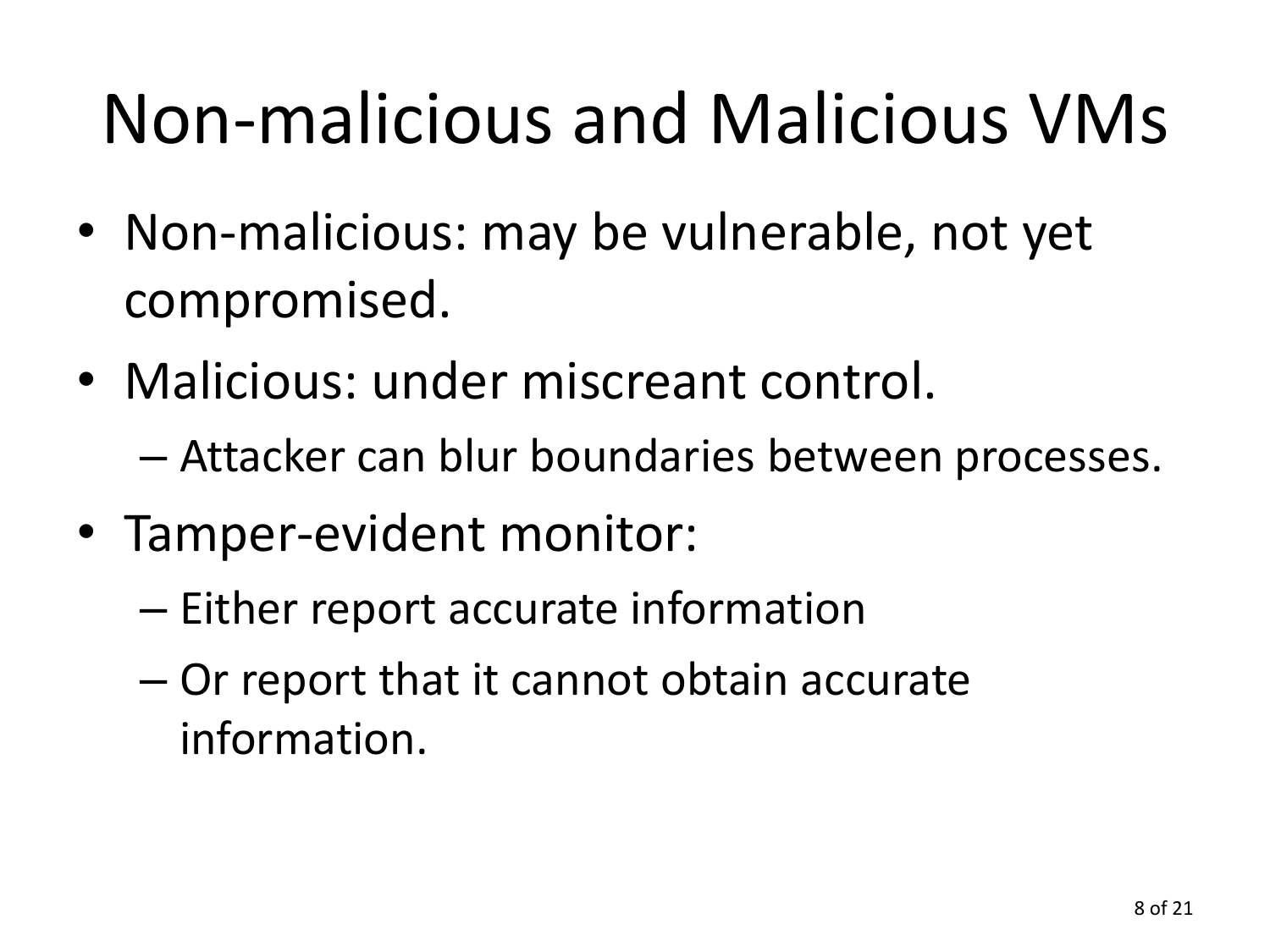# Non-malicious and Malicious VMs

- Non-malicious: may be vulnerable, not yet compromised.
- Malicious: under miscreant control.
  - Attacker can blur boundaries between processes.
- Tamper-evident monitor:
  - Either report accurate information
  - Or report that it cannot obtain accurate information.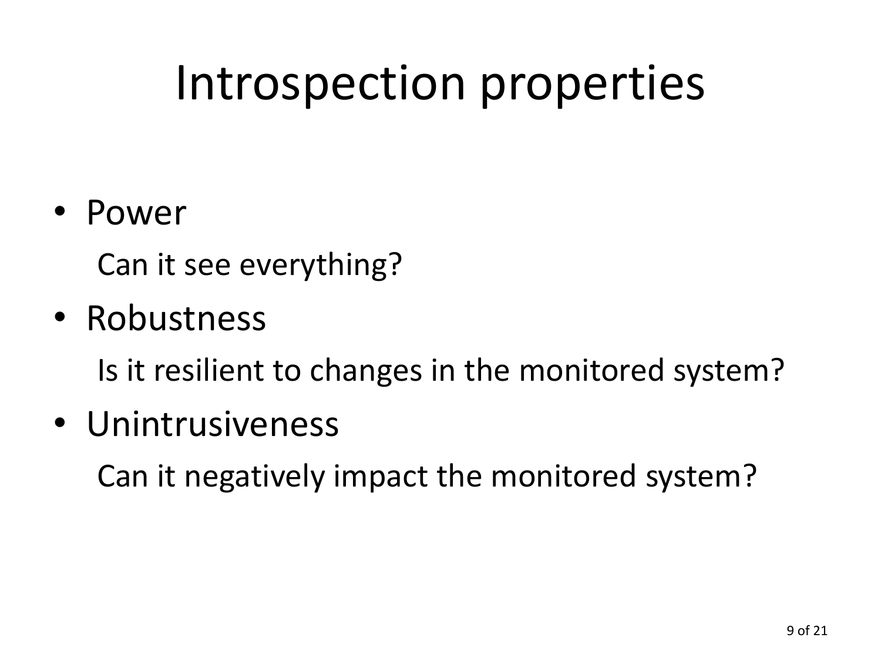# Introspection properties

- Power

  Can it see everything?

- Robustness

  Is it resilient to changes in the monitored system?

- Unintrusiveness

  Can it negatively impact the monitored system?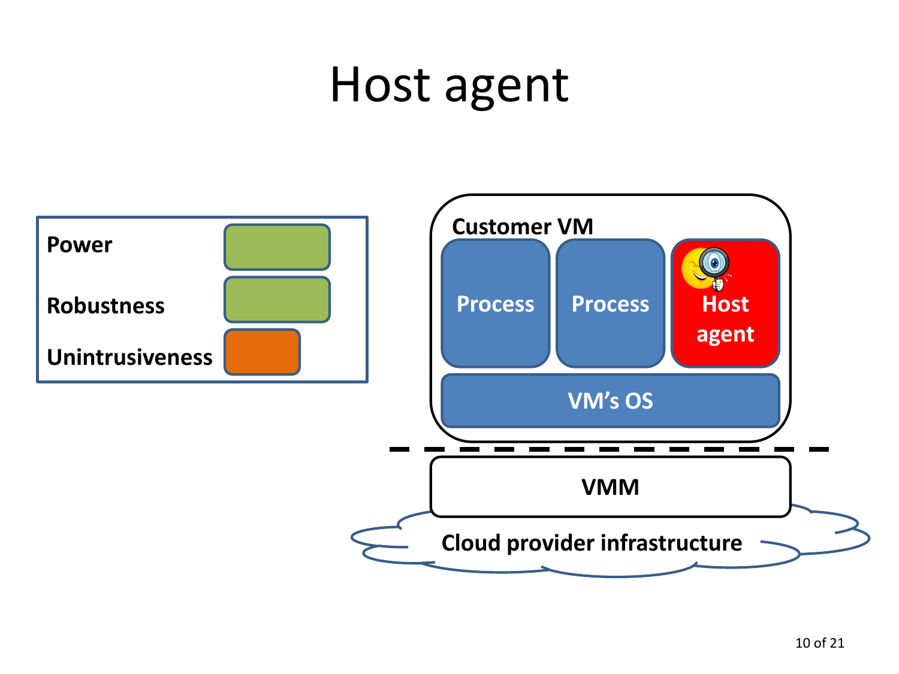# Host agent

| | |
|---|---|
| **Power** | |
| **Robustness** | |
| **Unintrusiveness** | |

**Customer VM**

**Process** | **Process** | **Host agent**

**VM's OS**

**VMM**

**Cloud provider infrastructure**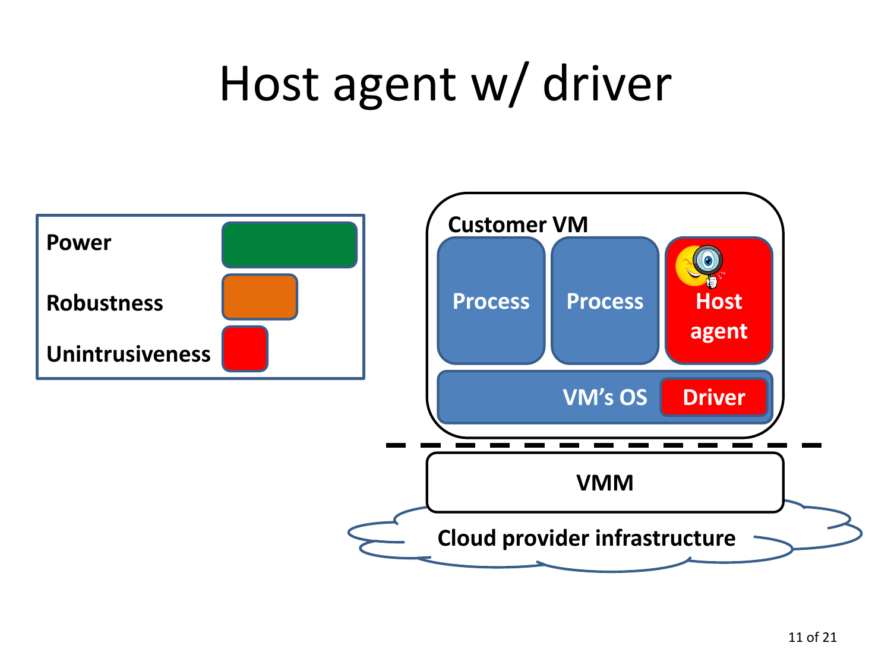# Host agent w/ driver

Power

Robustness

Unintrusiveness

Customer VM

Process

Process

Host agent

VM's OS

Driver

VMM

Cloud provider infrastructure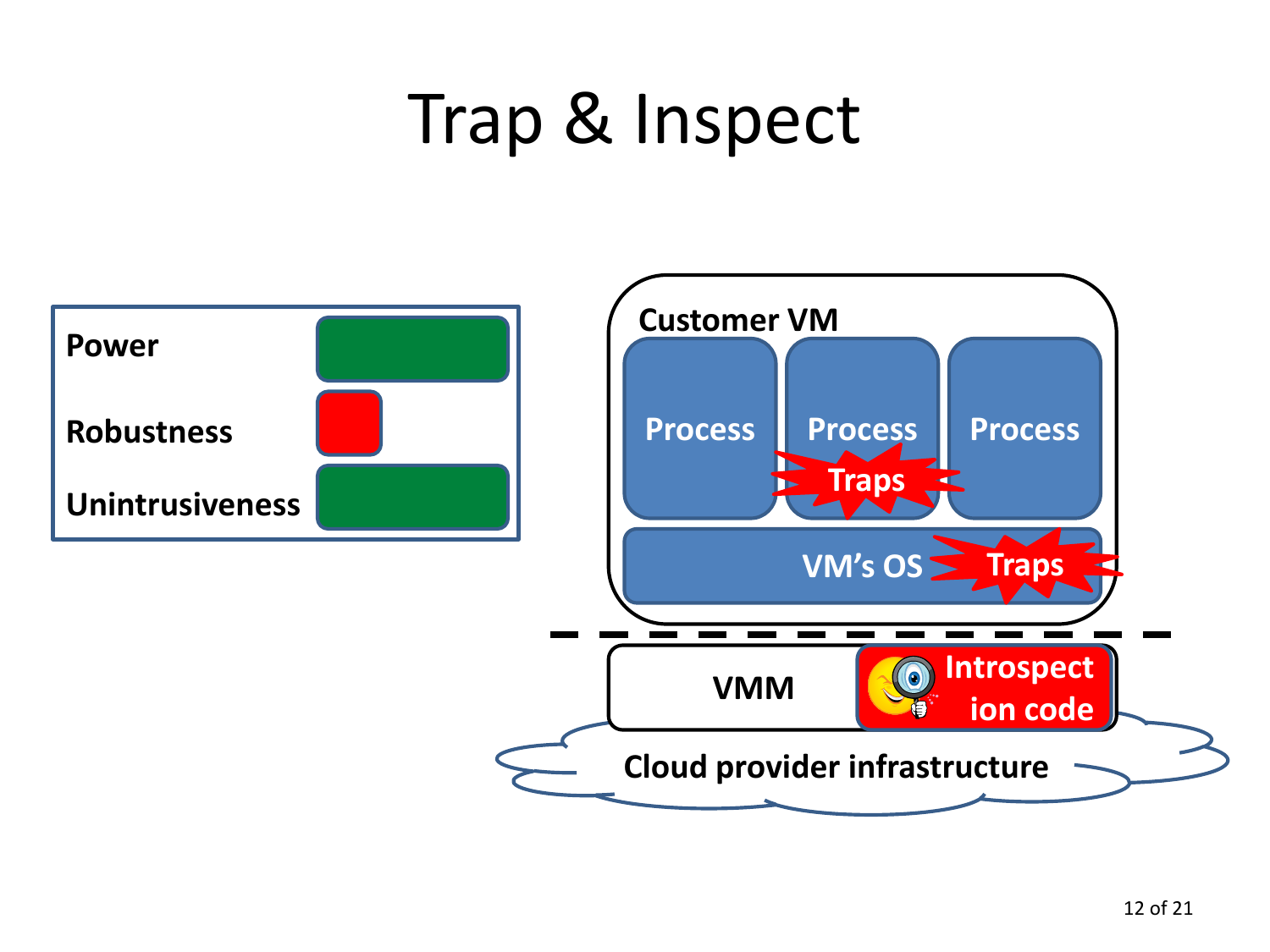# Trap & Inspect

| | |
|---|---|
| Power | |
| Robustness | |
| Unintrusiveness | |

Customer VM

Process | Process | Process

Traps

VM's OS

Traps

VMM

Introspection code

Cloud provider infrastructure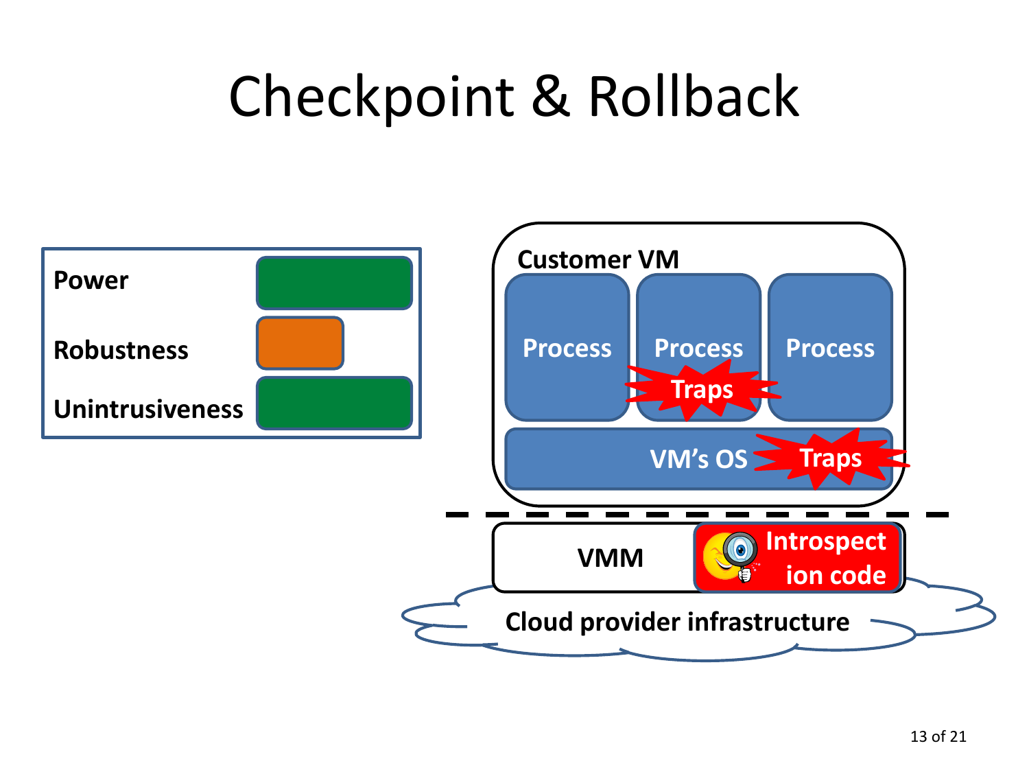# Checkpoint & Rollback

**Power**

**Robustness**

**Unintrusiveness**

**Customer VM**

**Process** **Process** **Process**

**Traps**

**VM's OS** **Traps**

**VMM** **Introspection code**

**Cloud provider infrastructure**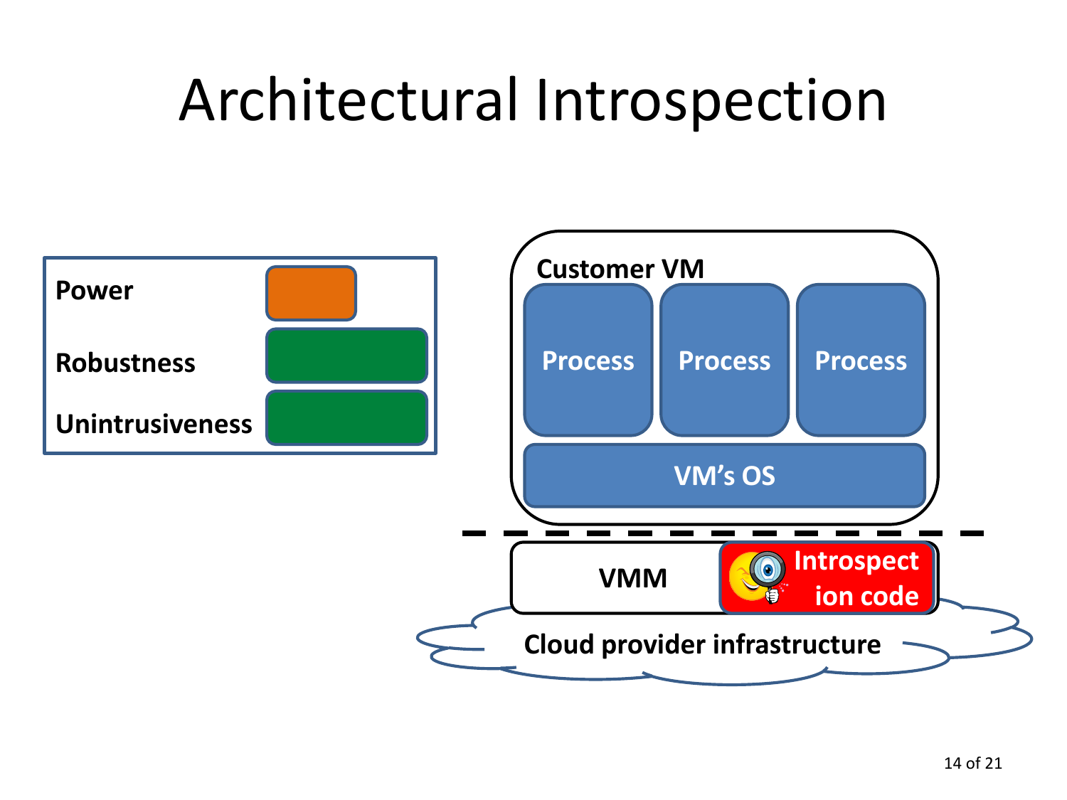# Architectural Introspection

| | |
|---|---|
| **Power** | |
| **Robustness** | |
| **Unintrusiveness** | |

**Customer VM**

Process | Process | Process

VM's OS

VMM | Introspection code

Cloud provider infrastructure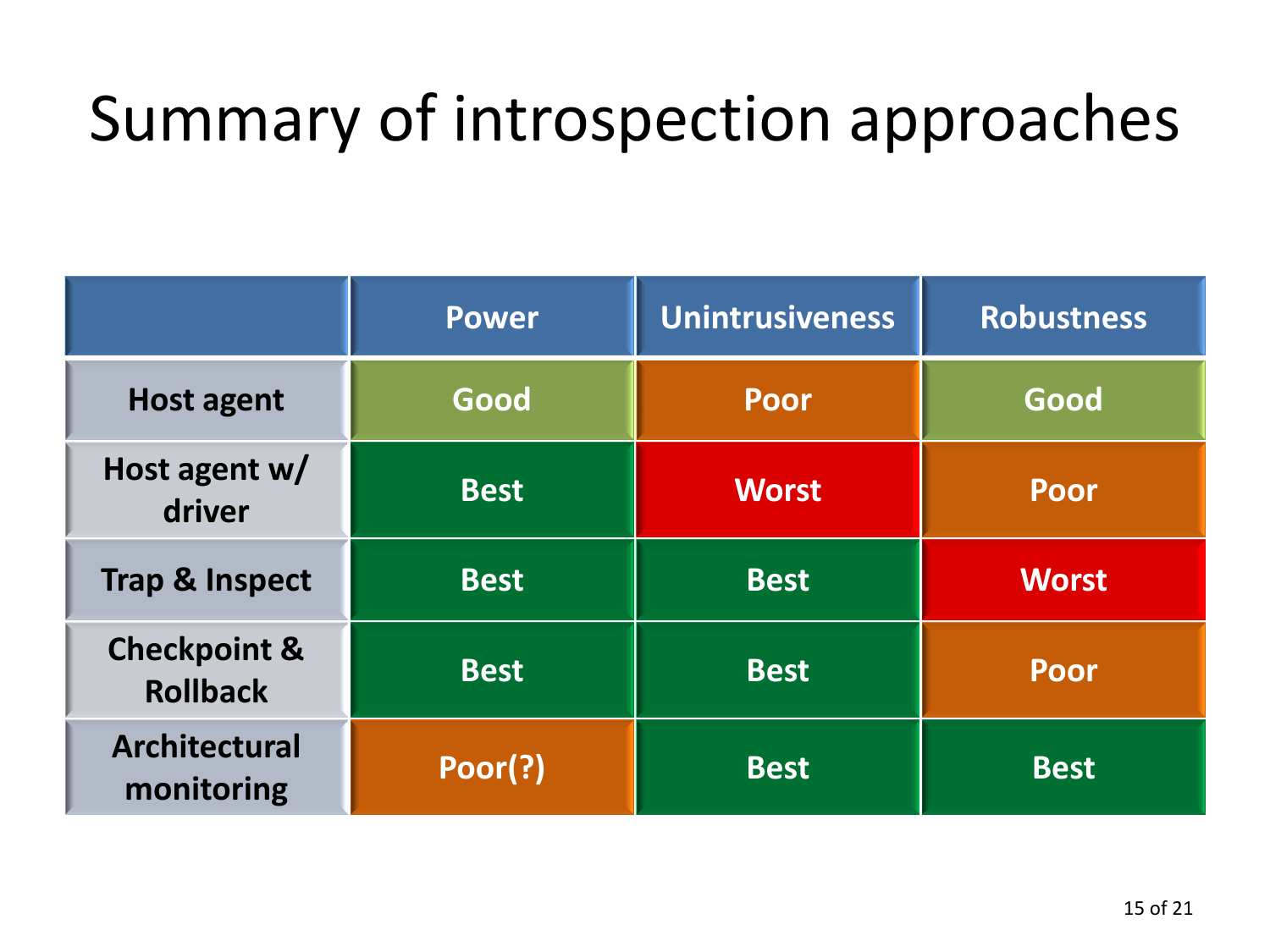# Summary of introspection approaches

| | Power | Unintrusiveness | Robustness |
|---|---|---|---|
| Host agent | Good | Poor | Good |
| Host agent w/ driver | Best | Worst | Poor |
| Trap & Inspect | Best | Best | Worst |
| Checkpoint & Rollback | Best | Best | Poor |
| Architectural monitoring | Poor(?) | Best | Best |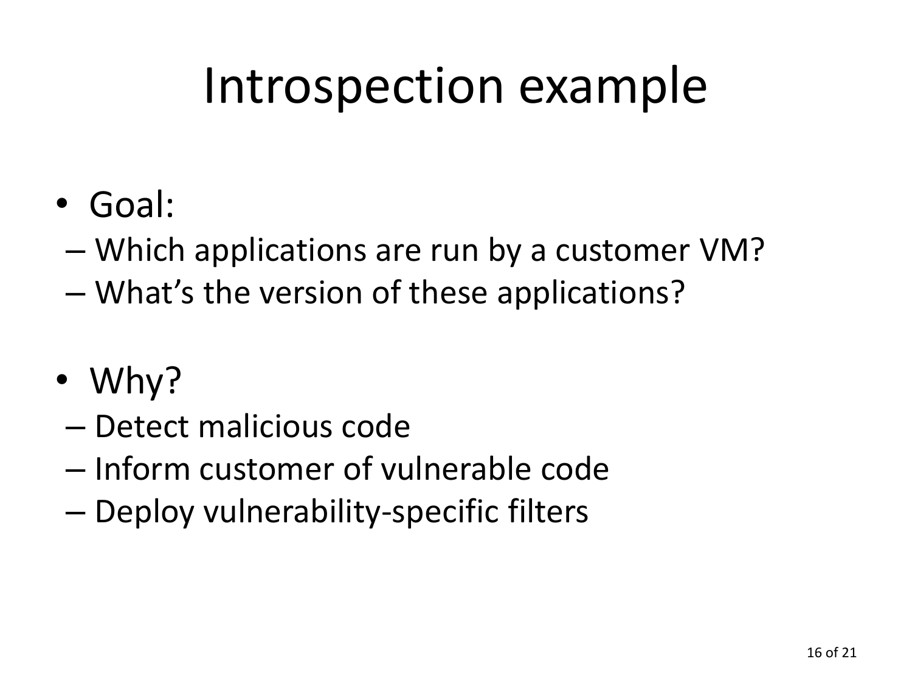# Introspection example

- Goal:
  - Which applications are run by a customer VM?
  - What's the version of these applications?

- Why?
  - Detect malicious code
  - Inform customer of vulnerable code
  - Deploy vulnerability-specific filters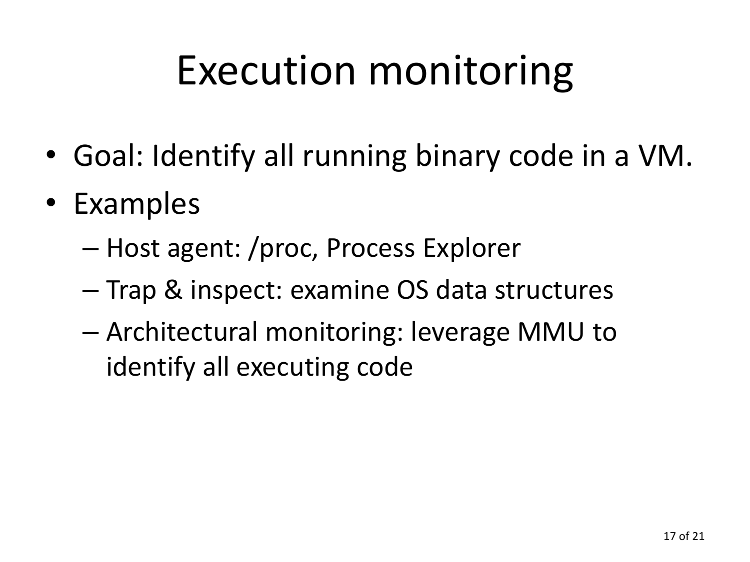# Execution monitoring

- Goal: Identify all running binary code in a VM.
- Examples
  - Host agent: /proc, Process Explorer
  - Trap & inspect: examine OS data structures
  - Architectural monitoring: leverage MMU to identify all executing code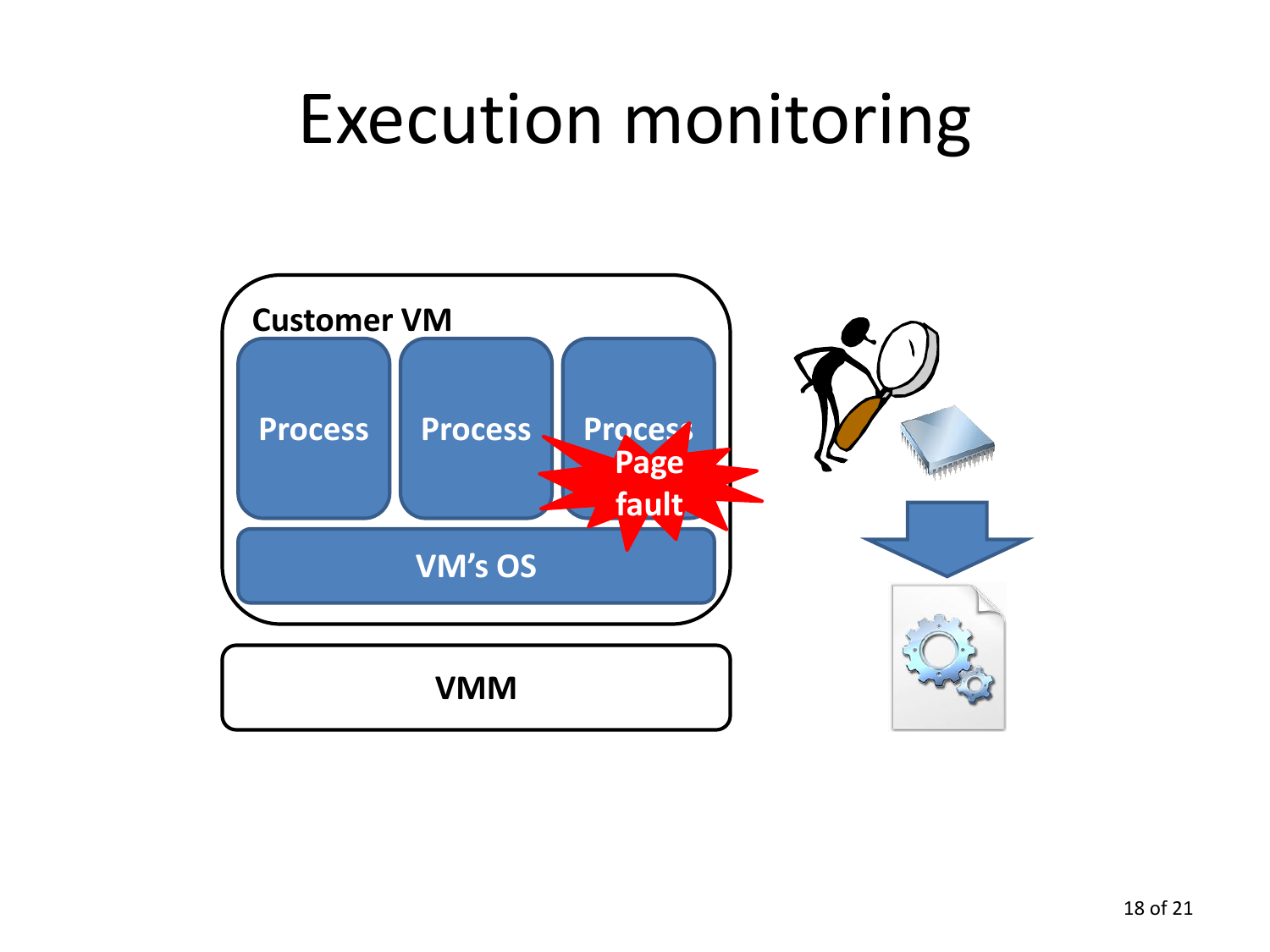# Execution monitoring

Customer VM

Process

Process

Process

Page fault

VM's OS

VMM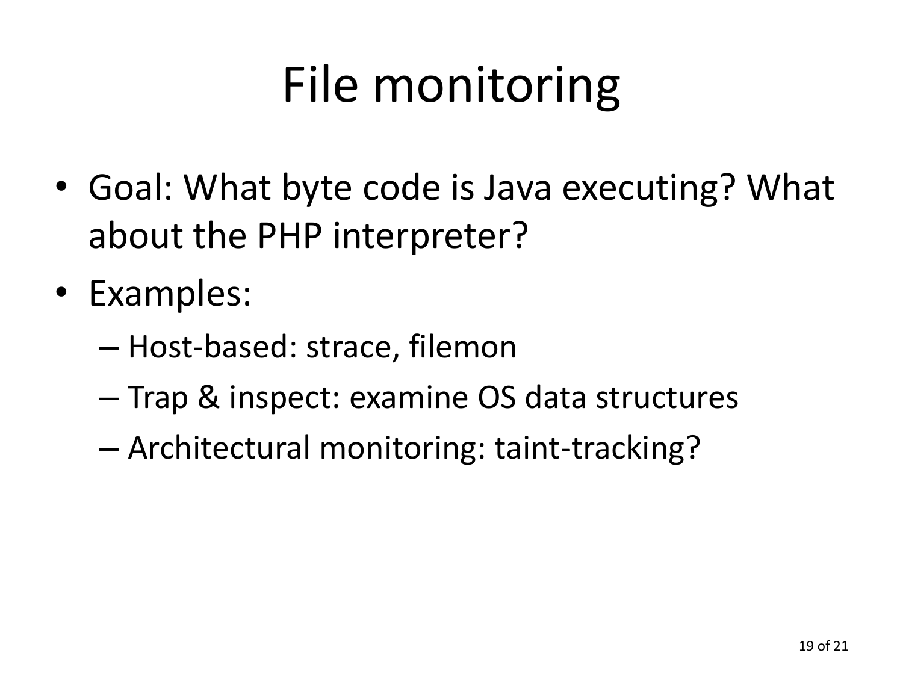# File monitoring

- Goal: What byte code is Java executing? What about the PHP interpreter?
- Examples:
  - Host-based: strace, filemon
  - Trap & inspect: examine OS data structures
  - Architectural monitoring: taint-tracking?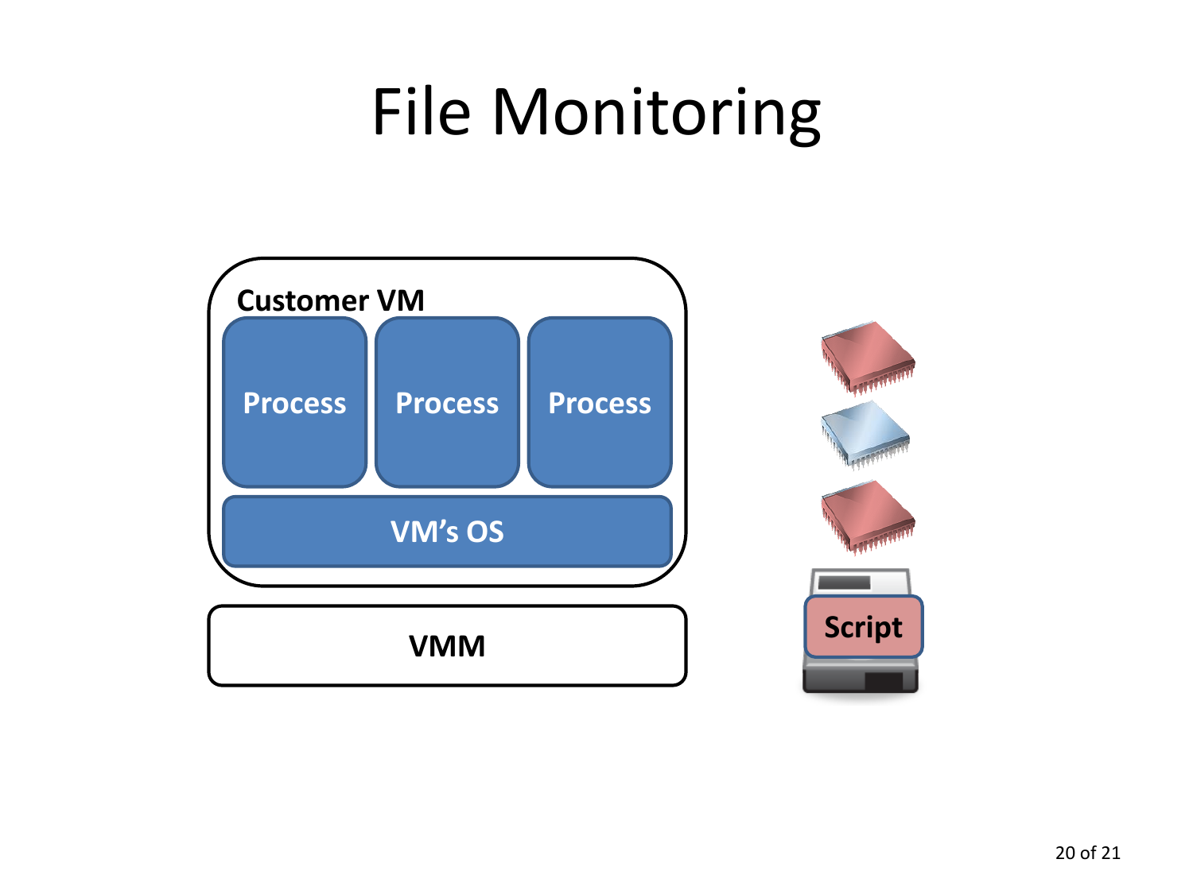# File Monitoring

Customer VM

Process

Process

Process

VM's OS

VMM

Script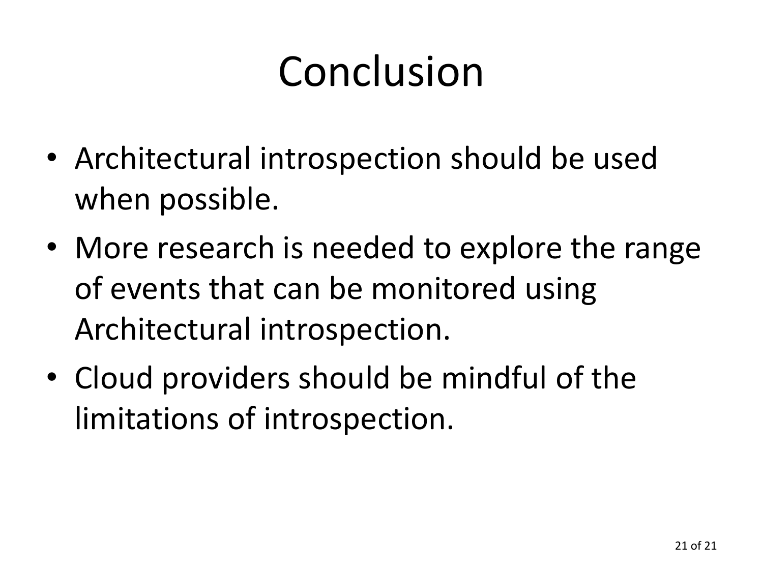# Conclusion

- Architectural introspection should be used when possible.
- More research is needed to explore the range of events that can be monitored using Architectural introspection.
- Cloud providers should be mindful of the limitations of introspection.